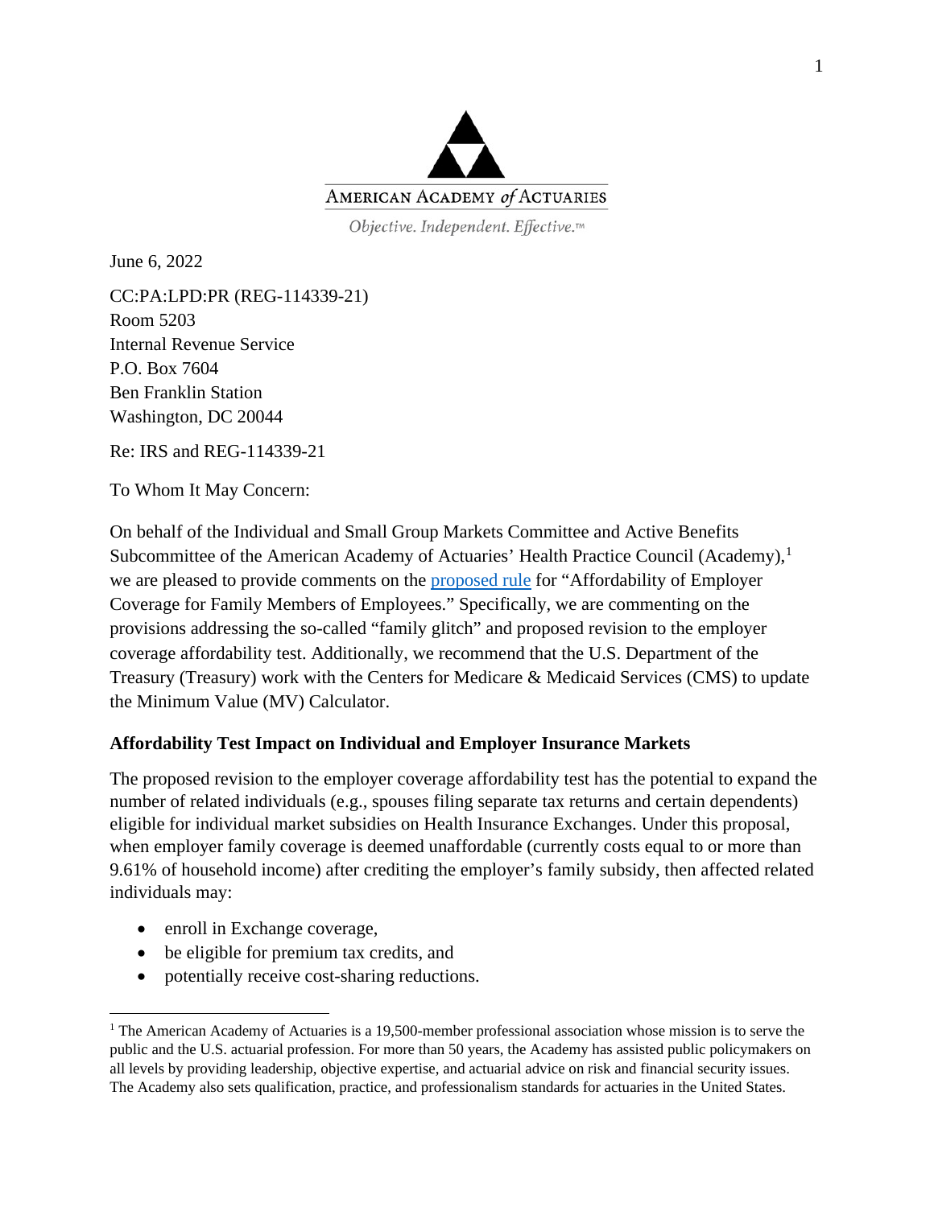AMERICAN ACADEMY *of* ACTUARIES

*Objective. Independent. Effective.™*

June 6, 2022

CC:PA:LPD:PR (REG-114339-21)
Room 5203
Internal Revenue Service
P.O. Box 7604
Ben Franklin Station
Washington, DC 20044

Re: IRS and REG-114339-21

To Whom It May Concern:

On behalf of the Individual and Small Group Markets Committee and Active Benefits Subcommittee of the American Academy of Actuaries' Health Practice Council (Academy),[1] we are pleased to provide comments on the proposed rule for "Affordability of Employer Coverage for Family Members of Employees." Specifically, we are commenting on the provisions addressing the so-called "family glitch" and proposed revision to the employer coverage affordability test. Additionally, we recommend that the U.S. Department of the Treasury (Treasury) work with the Centers for Medicare & Medicaid Services (CMS) to update the Minimum Value (MV) Calculator.

**Affordability Test Impact on Individual and Employer Insurance Markets**

The proposed revision to the employer coverage affordability test has the potential to expand the number of related individuals (e.g., spouses filing separate tax returns and certain dependents) eligible for individual market subsidies on Health Insurance Exchanges. Under this proposal, when employer family coverage is deemed unaffordable (currently costs equal to or more than 9.61% of household income) after crediting the employer's family subsidy, then affected related individuals may:

- enroll in Exchange coverage,
- be eligible for premium tax credits, and
- potentially receive cost-sharing reductions.

[1] The American Academy of Actuaries is a 19,500-member professional association whose mission is to serve the public and the U.S. actuarial profession. For more than 50 years, the Academy has assisted public policymakers on all levels by providing leadership, objective expertise, and actuarial advice on risk and financial security issues. The Academy also sets qualification, practice, and professionalism standards for actuaries in the United States.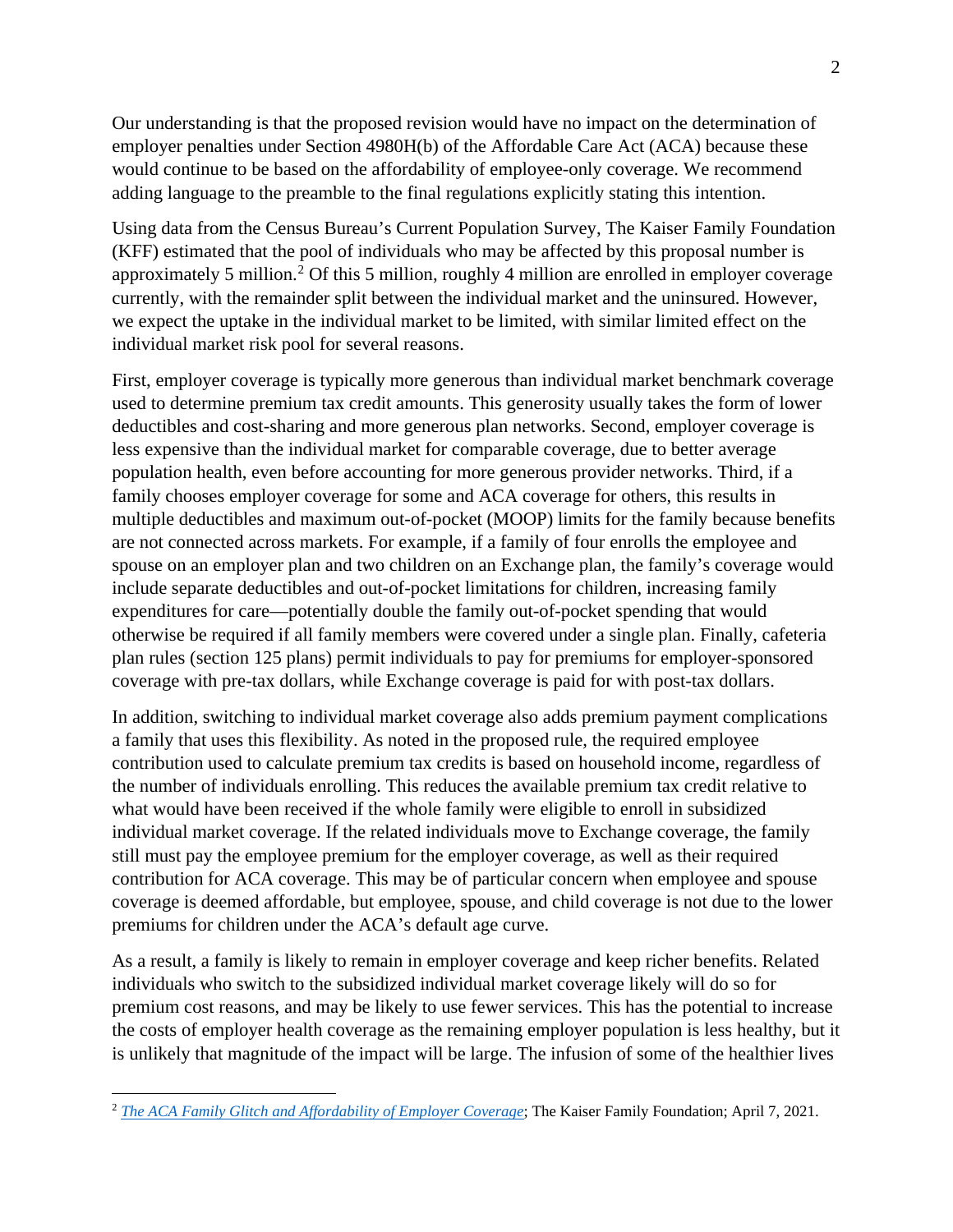Our understanding is that the proposed revision would have no impact on the determination of employer penalties under Section 4980H(b) of the Affordable Care Act (ACA) because these would continue to be based on the affordability of employee-only coverage. We recommend adding language to the preamble to the final regulations explicitly stating this intention.

Using data from the Census Bureau's Current Population Survey, The Kaiser Family Foundation (KFF) estimated that the pool of individuals who may be affected by this proposal number is approximately 5 million.[2] Of this 5 million, roughly 4 million are enrolled in employer coverage currently, with the remainder split between the individual market and the uninsured. However, we expect the uptake in the individual market to be limited, with similar limited effect on the individual market risk pool for several reasons.

First, employer coverage is typically more generous than individual market benchmark coverage used to determine premium tax credit amounts. This generosity usually takes the form of lower deductibles and cost-sharing and more generous plan networks. Second, employer coverage is less expensive than the individual market for comparable coverage, due to better average population health, even before accounting for more generous provider networks. Third, if a family chooses employer coverage for some and ACA coverage for others, this results in multiple deductibles and maximum out-of-pocket (MOOP) limits for the family because benefits are not connected across markets. For example, if a family of four enrolls the employee and spouse on an employer plan and two children on an Exchange plan, the family's coverage would include separate deductibles and out-of-pocket limitations for children, increasing family expenditures for care—potentially double the family out-of-pocket spending that would otherwise be required if all family members were covered under a single plan. Finally, cafeteria plan rules (section 125 plans) permit individuals to pay for premiums for employer-sponsored coverage with pre-tax dollars, while Exchange coverage is paid for with post-tax dollars.

In addition, switching to individual market coverage also adds premium payment complications a family that uses this flexibility. As noted in the proposed rule, the required employee contribution used to calculate premium tax credits is based on household income, regardless of the number of individuals enrolling. This reduces the available premium tax credit relative to what would have been received if the whole family were eligible to enroll in subsidized individual market coverage. If the related individuals move to Exchange coverage, the family still must pay the employee premium for the employer coverage, as well as their required contribution for ACA coverage. This may be of particular concern when employee and spouse coverage is deemed affordable, but employee, spouse, and child coverage is not due to the lower premiums for children under the ACA's default age curve.

As a result, a family is likely to remain in employer coverage and keep richer benefits. Related individuals who switch to the subsidized individual market coverage likely will do so for premium cost reasons, and may be likely to use fewer services. This has the potential to increase the costs of employer health coverage as the remaining employer population is less healthy, but it is unlikely that magnitude of the impact will be large. The infusion of some of the healthier lives

[2] *The ACA Family Glitch and Affordability of Employer Coverage*; The Kaiser Family Foundation; April 7, 2021.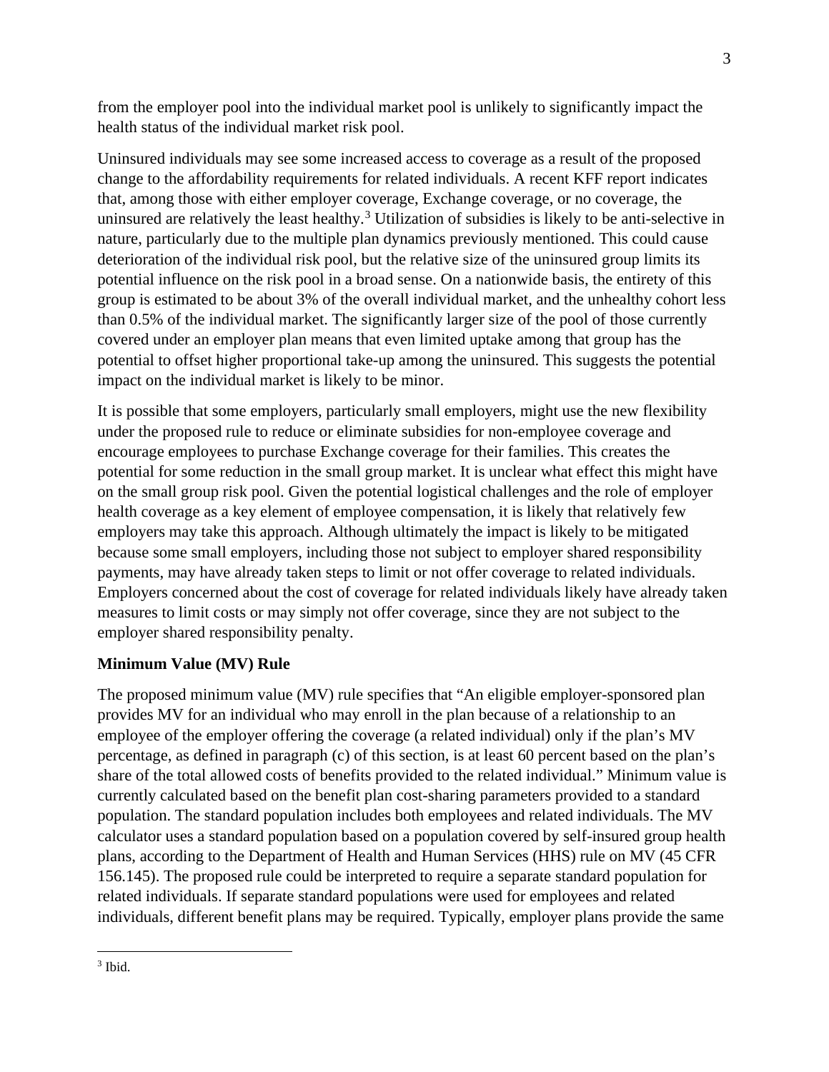from the employer pool into the individual market pool is unlikely to significantly impact the health status of the individual market risk pool.

Uninsured individuals may see some increased access to coverage as a result of the proposed change to the affordability requirements for related individuals. A recent KFF report indicates that, among those with either employer coverage, Exchange coverage, or no coverage, the uninsured are relatively the least healthy.[3] Utilization of subsidies is likely to be anti-selective in nature, particularly due to the multiple plan dynamics previously mentioned. This could cause deterioration of the individual risk pool, but the relative size of the uninsured group limits its potential influence on the risk pool in a broad sense. On a nationwide basis, the entirety of this group is estimated to be about 3% of the overall individual market, and the unhealthy cohort less than 0.5% of the individual market. The significantly larger size of the pool of those currently covered under an employer plan means that even limited uptake among that group has the potential to offset higher proportional take-up among the uninsured. This suggests the potential impact on the individual market is likely to be minor.

It is possible that some employers, particularly small employers, might use the new flexibility under the proposed rule to reduce or eliminate subsidies for non-employee coverage and encourage employees to purchase Exchange coverage for their families. This creates the potential for some reduction in the small group market. It is unclear what effect this might have on the small group risk pool. Given the potential logistical challenges and the role of employer health coverage as a key element of employee compensation, it is likely that relatively few employers may take this approach. Although ultimately the impact is likely to be mitigated because some small employers, including those not subject to employer shared responsibility payments, may have already taken steps to limit or not offer coverage to related individuals. Employers concerned about the cost of coverage for related individuals likely have already taken measures to limit costs or may simply not offer coverage, since they are not subject to the employer shared responsibility penalty.

**Minimum Value (MV) Rule**

The proposed minimum value (MV) rule specifies that "An eligible employer-sponsored plan provides MV for an individual who may enroll in the plan because of a relationship to an employee of the employer offering the coverage (a related individual) only if the plan's MV percentage, as defined in paragraph (c) of this section, is at least 60 percent based on the plan's share of the total allowed costs of benefits provided to the related individual." Minimum value is currently calculated based on the benefit plan cost-sharing parameters provided to a standard population. The standard population includes both employees and related individuals. The MV calculator uses a standard population based on a population covered by self-insured group health plans, according to the Department of Health and Human Services (HHS) rule on MV (45 CFR 156.145). The proposed rule could be interpreted to require a separate standard population for related individuals. If separate standard populations were used for employees and related individuals, different benefit plans may be required. Typically, employer plans provide the same

[3] Ibid.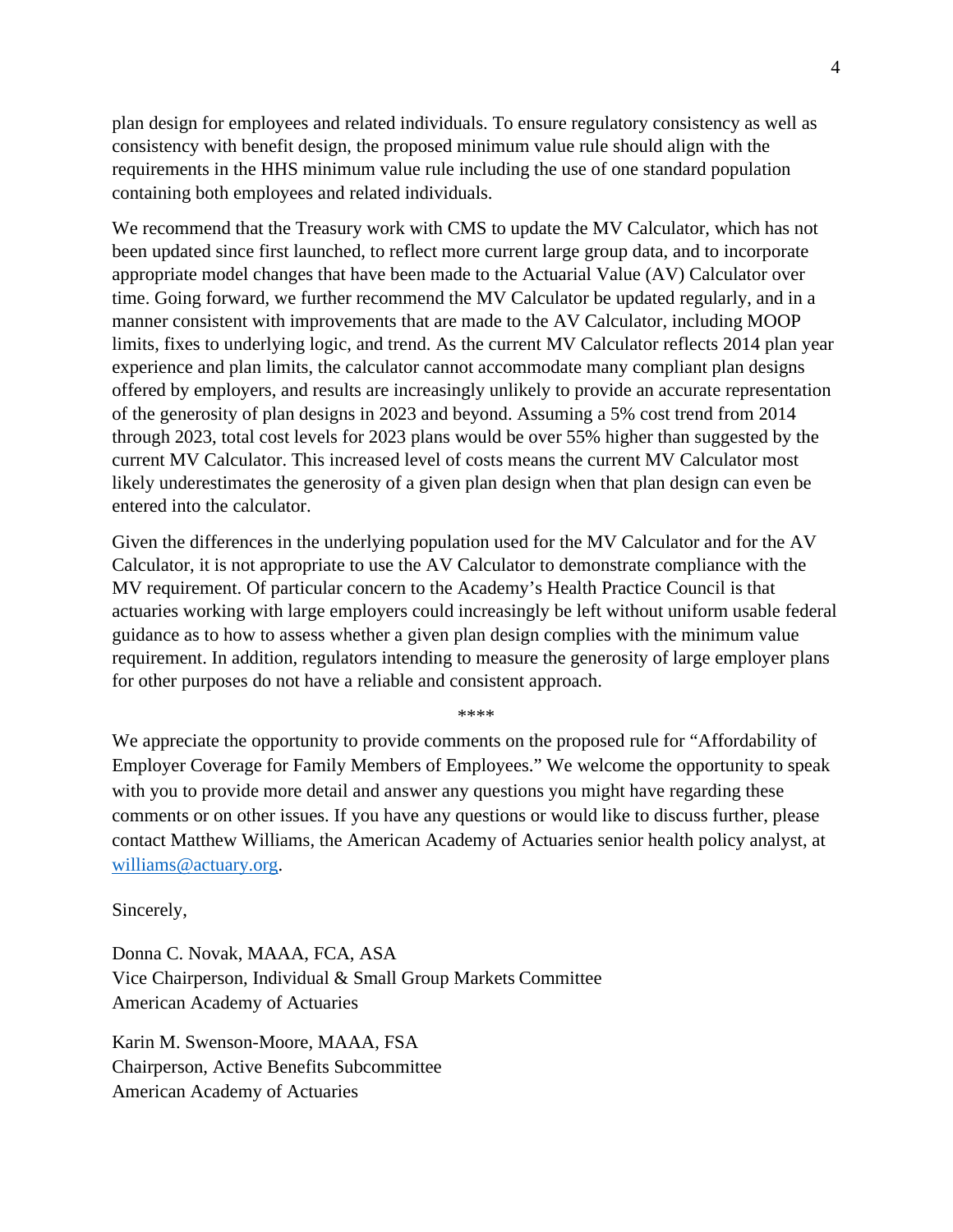plan design for employees and related individuals. To ensure regulatory consistency as well as consistency with benefit design, the proposed minimum value rule should align with the requirements in the HHS minimum value rule including the use of one standard population containing both employees and related individuals.

We recommend that the Treasury work with CMS to update the MV Calculator, which has not been updated since first launched, to reflect more current large group data, and to incorporate appropriate model changes that have been made to the Actuarial Value (AV) Calculator over time. Going forward, we further recommend the MV Calculator be updated regularly, and in a manner consistent with improvements that are made to the AV Calculator, including MOOP limits, fixes to underlying logic, and trend. As the current MV Calculator reflects 2014 plan year experience and plan limits, the calculator cannot accommodate many compliant plan designs offered by employers, and results are increasingly unlikely to provide an accurate representation of the generosity of plan designs in 2023 and beyond. Assuming a 5% cost trend from 2014 through 2023, total cost levels for 2023 plans would be over 55% higher than suggested by the current MV Calculator. This increased level of costs means the current MV Calculator most likely underestimates the generosity of a given plan design when that plan design can even be entered into the calculator.

Given the differences in the underlying population used for the MV Calculator and for the AV Calculator, it is not appropriate to use the AV Calculator to demonstrate compliance with the MV requirement. Of particular concern to the Academy's Health Practice Council is that actuaries working with large employers could increasingly be left without uniform usable federal guidance as to how to assess whether a given plan design complies with the minimum value requirement. In addition, regulators intending to measure the generosity of large employer plans for other purposes do not have a reliable and consistent approach.

****

We appreciate the opportunity to provide comments on the proposed rule for "Affordability of Employer Coverage for Family Members of Employees." We welcome the opportunity to speak with you to provide more detail and answer any questions you might have regarding these comments or on other issues. If you have any questions or would like to discuss further, please contact Matthew Williams, the American Academy of Actuaries senior health policy analyst, at williams@actuary.org.

Sincerely,

Donna C. Novak, MAAA, FCA, ASA
Vice Chairperson, Individual & Small Group Markets Committee
American Academy of Actuaries

Karin M. Swenson-Moore, MAAA, FSA
Chairperson, Active Benefits Subcommittee
American Academy of Actuaries